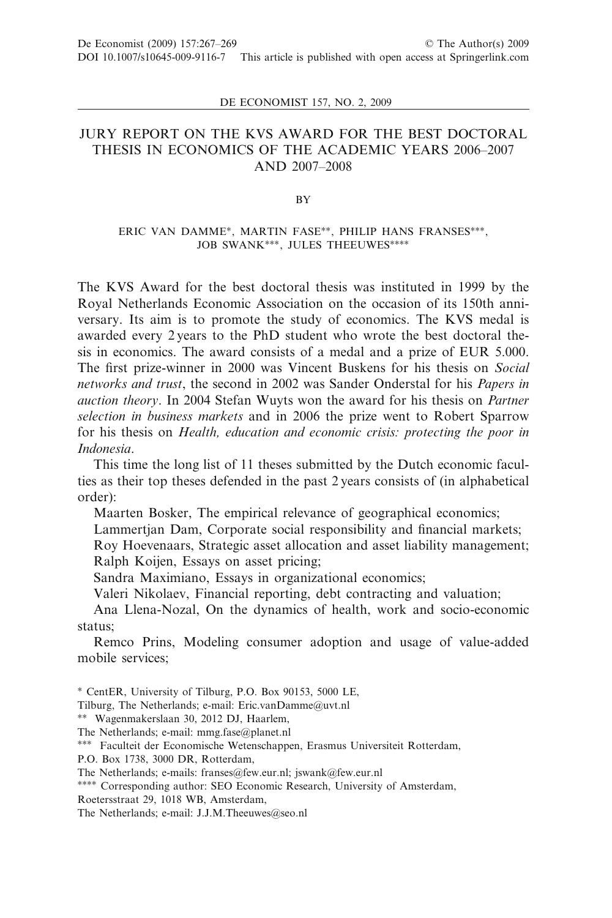# JURY REPORT ON THE KVS AWARD FOR THE BEST DOCTORAL THESIS IN ECONOMICS OF THE ACADEMIC YEARS 2006–2007 AND 2007–2008

BY

ERIC VAN DAMME*, MARTIN FASE**, PHILIP HANS FRANSES***, JOB SWANK***, JULES THEEUWES****

The KVS Award for the best doctoral thesis was instituted in 1999 by the Royal Netherlands Economic Association on the occasion of its 150th anniversary. Its aim is to promote the study of economics. The KVS medal is awarded every 2 years to the PhD student who wrote the best doctoral thesis in economics. The award consists of a medal and a prize of EUR 5.000. The first prize-winner in 2000 was Vincent Buskens for his thesis on *Social networks and trust*, the second in 2002 was Sander Onderstal for his *Papers in auction theory*. In 2004 Stefan Wuyts won the award for his thesis on *Partner selection in business markets* and in 2006 the prize went to Robert Sparrow for his thesis on *Health, education and economic crisis: protecting the poor in Indonesia*.

This time the long list of 11 theses submitted by the Dutch economic faculties as their top theses defended in the past 2 years consists of (in alphabetical order):

Maarten Bosker, The empirical relevance of geographical economics;

Lammertjan Dam, Corporate social responsibility and financial markets;

Roy Hoevenaars, Strategic asset allocation and asset liability management;

Ralph Koijen, Essays on asset pricing;

Sandra Maximiano, Essays in organizational economics;

Valeri Nikolaev, Financial reporting, debt contracting and valuation;

Ana Llena-Nozal, On the dynamics of health, work and socio-economic status;

Remco Prins, Modeling consumer adoption and usage of value-added mobile services;

\* CentER, University of Tilburg, P.O. Box 90153, 5000 LE, Tilburg, The Netherlands; e-mail: Eric.vanDamme@uvt.nl

\** Wagenmakerslaan 30, 2012 DJ, Haarlem, The Netherlands; e-mail: mmg.fase@planet.nl

\*** Faculteit der Economische Wetenschappen, Erasmus Universiteit Rotterdam, P.O. Box 1738, 3000 DR, Rotterdam, The Netherlands; e-mails: franses@few.eur.nl; jswank@few.eur.nl

\**** Corresponding author: SEO Economic Research, University of Amsterdam, Roetersstraat 29, 1018 WB, Amsterdam, The Netherlands; e-mail: J.J.M.Theeuwes@seo.nl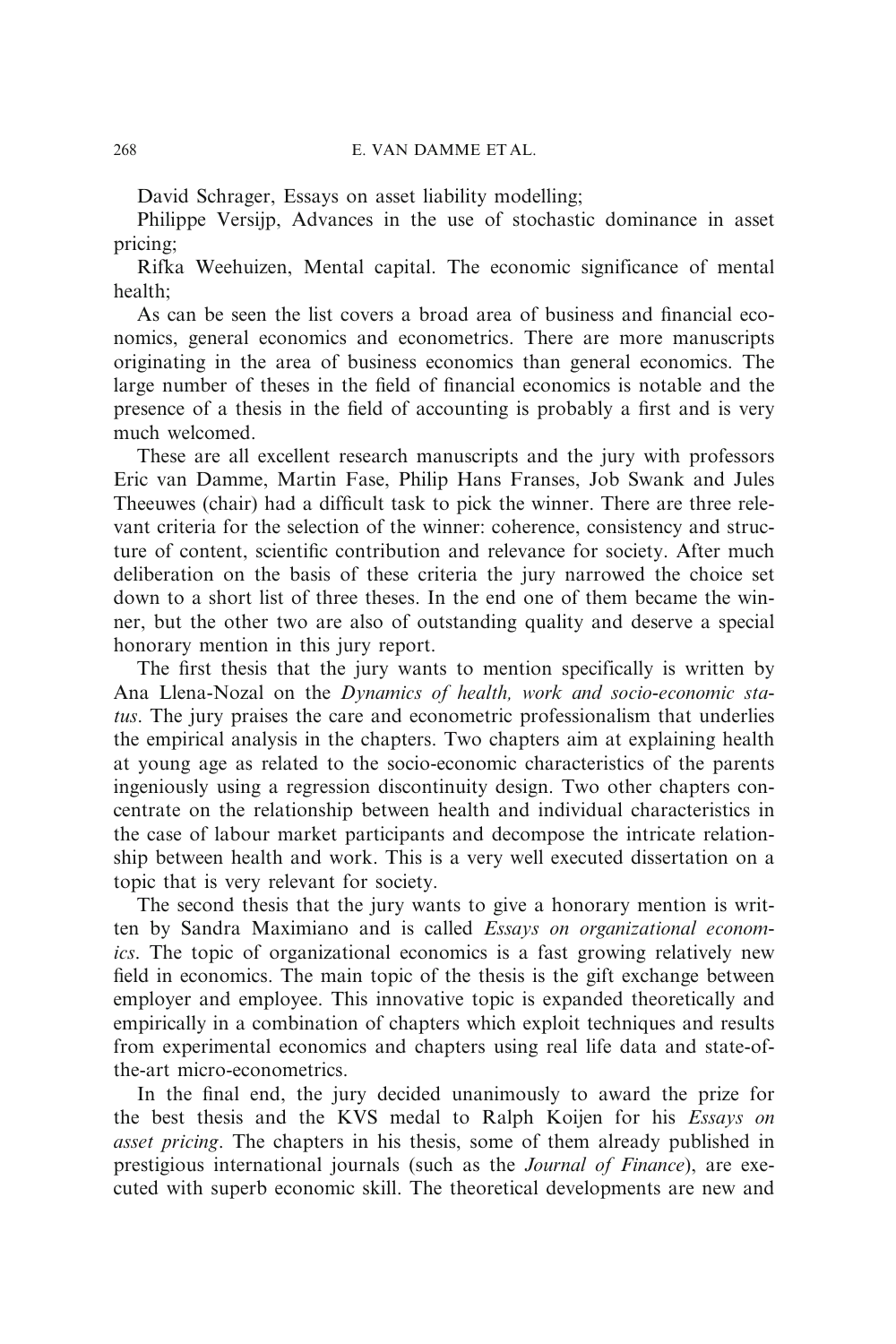David Schrager, Essays on asset liability modelling;

Philippe Versijp, Advances in the use of stochastic dominance in asset pricing;

Rifka Weehuizen, Mental capital. The economic significance of mental health;

As can be seen the list covers a broad area of business and financial economics, general economics and econometrics. There are more manuscripts originating in the area of business economics than general economics. The large number of theses in the field of financial economics is notable and the presence of a thesis in the field of accounting is probably a first and is very much welcomed.

These are all excellent research manuscripts and the jury with professors Eric van Damme, Martin Fase, Philip Hans Franses, Job Swank and Jules Theeuwes (chair) had a difficult task to pick the winner. There are three relevant criteria for the selection of the winner: coherence, consistency and structure of content, scientific contribution and relevance for society. After much deliberation on the basis of these criteria the jury narrowed the choice set down to a short list of three theses. In the end one of them became the winner, but the other two are also of outstanding quality and deserve a special honorary mention in this jury report.

The first thesis that the jury wants to mention specifically is written by Ana Llena-Nozal on the *Dynamics of health, work and socio-economic status*. The jury praises the care and econometric professionalism that underlies the empirical analysis in the chapters. Two chapters aim at explaining health at young age as related to the socio-economic characteristics of the parents ingeniously using a regression discontinuity design. Two other chapters concentrate on the relationship between health and individual characteristics in the case of labour market participants and decompose the intricate relationship between health and work. This is a very well executed dissertation on a topic that is very relevant for society.

The second thesis that the jury wants to give a honorary mention is written by Sandra Maximiano and is called *Essays on organizational economics*. The topic of organizational economics is a fast growing relatively new field in economics. The main topic of the thesis is the gift exchange between employer and employee. This innovative topic is expanded theoretically and empirically in a combination of chapters which exploit techniques and results from experimental economics and chapters using real life data and state-of-the-art micro-econometrics.

In the final end, the jury decided unanimously to award the prize for the best thesis and the KVS medal to Ralph Koijen for his *Essays on asset pricing*. The chapters in his thesis, some of them already published in prestigious international journals (such as the *Journal of Finance*), are executed with superb economic skill. The theoretical developments are new and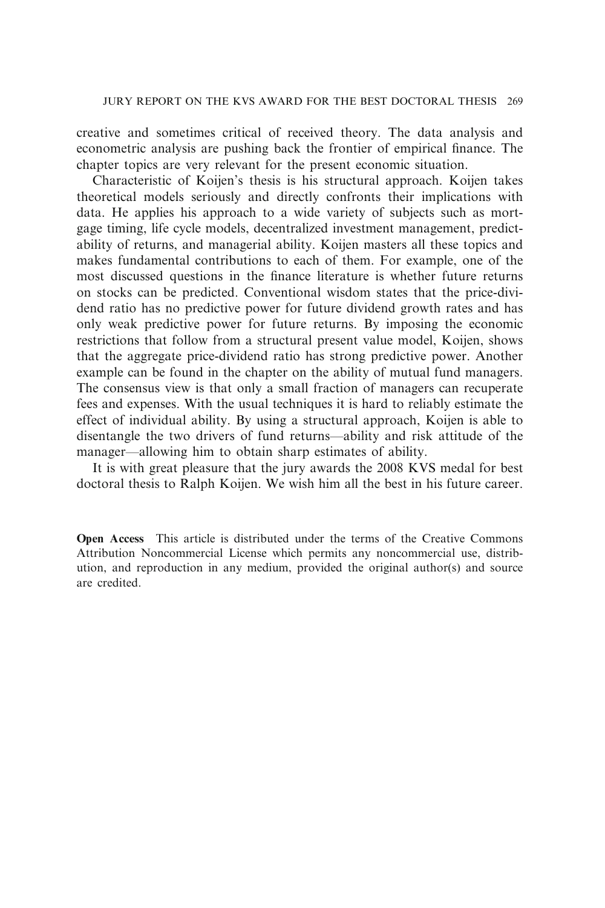creative and sometimes critical of received theory. The data analysis and econometric analysis are pushing back the frontier of empirical finance. The chapter topics are very relevant for the present economic situation.

Characteristic of Koijen's thesis is his structural approach. Koijen takes theoretical models seriously and directly confronts their implications with data. He applies his approach to a wide variety of subjects such as mortgage timing, life cycle models, decentralized investment management, predictability of returns, and managerial ability. Koijen masters all these topics and makes fundamental contributions to each of them. For example, one of the most discussed questions in the finance literature is whether future returns on stocks can be predicted. Conventional wisdom states that the price-dividend ratio has no predictive power for future dividend growth rates and has only weak predictive power for future returns. By imposing the economic restrictions that follow from a structural present value model, Koijen, shows that the aggregate price-dividend ratio has strong predictive power. Another example can be found in the chapter on the ability of mutual fund managers. The consensus view is that only a small fraction of managers can recuperate fees and expenses. With the usual techniques it is hard to reliably estimate the effect of individual ability. By using a structural approach, Koijen is able to disentangle the two drivers of fund returns—ability and risk attitude of the manager—allowing him to obtain sharp estimates of ability.

It is with great pleasure that the jury awards the 2008 KVS medal for best doctoral thesis to Ralph Koijen. We wish him all the best in his future career.

**Open Access** This article is distributed under the terms of the Creative Commons Attribution Noncommercial License which permits any noncommercial use, distribution, and reproduction in any medium, provided the original author(s) and source are credited.